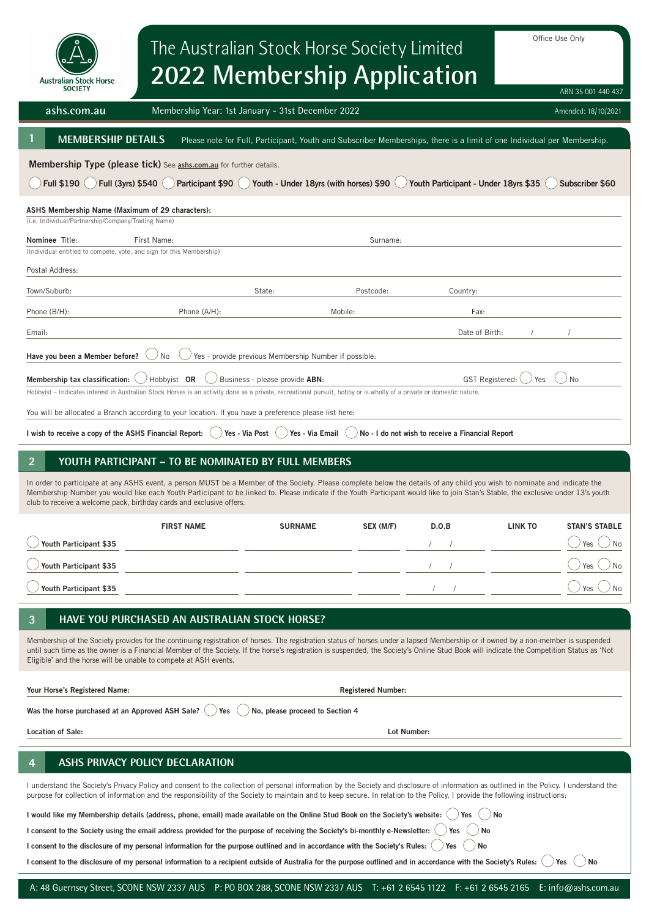Australian Stock Horse SOCIETY

# The Australian Stock Horse Society Limited
# 2022 Membership Application

Office Use Only

ABN 35 001 440 437

ashs.com.au | Membership Year: 1st January - 31st December 2022 | Amended: 18/10/2021

## 1 MEMBERSHIP DETAILS

Please note for Full, Participant, Youth and Subscriber Memberships, there is a limit of one Individual per Membership.

**Membership Type (please tick)** See **ashs.com.au** for further details.

◯ **Full $190** ◯ **Full (3yrs) $540** ◯ **Participant $90** ◯ **Youth - Under 18yrs (with horses) $90** ◯ **Youth Participant - Under 18yrs $35** ◯ **Subscriber $60**

**ASHS Membership Name (Maximum of 29 characters):**
(i.e. Individual/Partnership/Company/Trading Name)

**Nominee** Title: First Name: Surname:
(Individual entitled to compete, vote, and sign for this Membership)

Postal Address:

Town/Suburb: State: Postcode: Country:

Phone (B/H): Phone (A/H): Mobile: Fax:

Email: Date of Birth: / /

**Have you been a Member before?** ◯ No ◯ Yes - provide previous Membership Number if possible:

**Membership tax classification:** ◯ Hobbyist **OR** ◯ Business - please provide **ABN**: GST Registered: ◯ Yes ◯ No

Hobbyist – Indicates interest in Australian Stock Horses is an activity done as a private, recreational pursuit, hobby or is wholly of a private or domestic nature.

You will be allocated a Branch according to your location. If you have a preference please list here:

**I wish to receive a copy of the ASHS Financial Report:** ◯ **Yes - Via Post** ◯ **Yes - Via Email** ◯ **No - I do not wish to receive a Financial Report**

## 2 YOUTH PARTICIPANT – TO BE NOMINATED BY FULL MEMBERS

In order to participate at any ASHS event, a person MUST be a Member of the Society. Please complete below the details of any child you wish to nominate and indicate the Membership Number you would like each Youth Participant to be linked to. Please indicate if the Youth Participant would like to join Stan's Stable, the exclusive under 13's youth club to receive a welcome pack, birthday cards and exclusive offers.

| | FIRST NAME | SURNAME | SEX (M/F) | D.O.B | LINK TO | STAN'S STABLE |
|---|---|---|---|---|---|---|
| ◯ **Youth Participant $35** | | | | / / | | ◯ Yes ◯ No |
| ◯ **Youth Participant $35** | | | | / / | | ◯ Yes ◯ No |
| ◯ **Youth Participant $35** | | | | / / | | ◯ Yes ◯ No |

## 3 HAVE YOU PURCHASED AN AUSTRALIAN STOCK HORSE?

Membership of the Society provides for the continuing registration of horses. The registration status of horses under a lapsed Membership or if owned by a non-member is suspended until such time as the owner is a Financial Member of the Society. If the horse's registration is suspended, the Society's Online Stud Book will indicate the Competition Status as 'Not Eligible' and the horse will be unable to compete at ASH events.

**Your Horse's Registered Name:** **Registered Number:**

**Was the horse purchased at an Approved ASH Sale?** ◯ **Yes** ◯ **No, please proceed to Section 4**

**Location of Sale:** **Lot Number:**

## 4 ASHS PRIVACY POLICY DECLARATION

I understand the Society's Privacy Policy and consent to the collection of personal information by the Society and disclosure of information as outlined in the Policy. I understand the purpose for collection of information and the responsibility of the Society to maintain and to keep secure. In relation to the Policy, I provide the following instructions:

**I would like my Membership details (address, phone, email) made available on the Online Stud Book on the Society's website:** ◯ **Yes** ◯ **No**

**I consent to the Society using the email address provided for the purpose of receiving the Society's bi-monthly e-Newsletter:** ◯ **Yes** ◯ **No**

**I consent to the disclosure of my personal information for the purpose outlined and in accordance with the Society's Rules:** ◯ **Yes** ◯ **No**

**I consent to the disclosure of my personal information to a recipient outside of Australia for the purpose outlined and in accordance with the Society's Rules:** ◯ **Yes** ◯ **No**

A: 48 Guernsey Street, SCONE NSW 2337 AUS P: PO BOX 288, SCONE NSW 2337 AUS T: +61 2 6545 1122 F: +61 2 6545 2165 E: info@ashs.com.au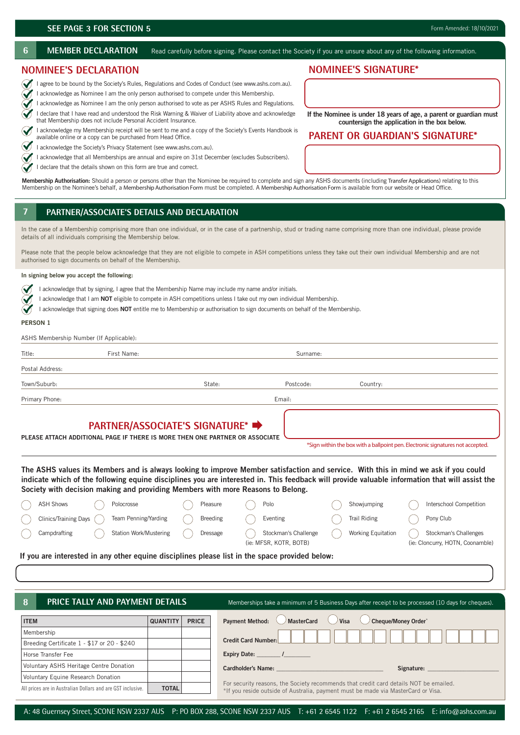SEE PAGE 3 FOR SECTION 5

Form Amended: 18/10/2021

## 6 MEMBER DECLARATION

Read carefully before signing. Please contact the Society if you are unsure about any of the following information.

### NOMINEE'S DECLARATION

- ✓ I agree to be bound by the Society's Rules, Regulations and Codes of Conduct (see www.ashs.com.au).
- ✓ I acknowledge as Nominee I am the only person authorised to compete under this Membership.
- ✓ I acknowledge as Nominee I am the only person authorised to vote as per ASHS Rules and Regulations.
- ✓ I declare that I have read and understood the Risk Warning & Waiver of Liability above and acknowledge that Membership does not include Personal Accident Insurance.
- ✓ I acknowledge my Membership receipt will be sent to me and a copy of the Society's Events Handbook is available online or a copy can be purchased from Head Office.
- ✓ I acknowledge the Society's Privacy Statement (see www.ashs.com.au).
- ✓ I acknowledge that all Memberships are annual and expire on 31st December (excludes Subscribers).
- ✓ I declare that the details shown on this form are true and correct.

### NOMINEE'S SIGNATURE*

**If the Nominee is under 18 years of age, a parent or guardian must countersign the application in the box below.**

### PARENT OR GUARDIAN'S SIGNATURE*

**Membership Authorisation:** Should a person or persons other than the Nominee be required to complete and sign any ASHS documents (including Transfer Applications) relating to this Membership on the Nominee's behalf, a Membership Authorisation Form must be completed. A Membership Authorisation Form is available from our website or Head Office.

## 7 PARTNER/ASSOCIATE'S DETAILS AND DECLARATION

In the case of a Membership comprising more than one individual, or in the case of a partnership, stud or trading name comprising more than one individual, please provide details of all individuals comprising the Membership below.

Please note that the people below acknowledge that they are not eligible to compete in ASH competitions unless they take out their own individual Membership and are not authorised to sign documents on behalf of the Membership.

**In signing below you accept the following:**

- ✓ I acknowledge that by signing, I agree that the Membership Name may include my name and/or initials.
- ✓ I acknowledge that I am **NOT** eligible to compete in ASH competitions unless I take out my own individual Membership.
- ✓ I acknowledge that signing does **NOT** entitle me to Membership or authorisation to sign documents on behalf of the Membership.

**PERSON 1**

ASHS Membership Number (If Applicable):

Title: First Name: Surname:

Postal Address:

Town/Suburb: State: Postcode: Country:

Primary Phone: Email:

### PARTNER/ASSOCIATE'S SIGNATURE* ➡

**PLEASE ATTACH ADDITIONAL PAGE IF THERE IS MORE THEN ONE PARTNER OR ASSOCIATE**

*Sign within the box with a ballpoint pen. Electronic signatures not accepted.

**The ASHS values its Members and is always looking to improve Member satisfaction and service. With this in mind we ask if you could indicate which of the following equine disciplines you are interested in. This feedback will provide valuable information that will assist the Society with decision making and providing Members with more Reasons to Belong.**

- ○ ASH Shows
- ○ Polocrosse
- ○ Pleasure
- ○ Polo
- ○ Showjumping
- ○ Interschool Competition
- ○ Clinics/Training Days
- ○ Team Penning/Yarding
- ○ Breeding
- ○ Eventing
- ○ Trail Riding
- ○ Pony Club
- ○ Campdrafting
- ○ Station Work/Mustering
- ○ Dressage
- ○ Stockman's Challenge (ie: MFSR, KOTR, BOTB)
- ○ Working Equitation
- ○ Stockman's Challenges (ie: Cloncurry, HOTN, Coonamble)

**If you are interested in any other equine disciplines please list in the space provided below:**

## 8 PRICE TALLY AND PAYMENT DETAILS

Memberships take a minimum of 5 Business Days after receipt to be processed (10 days for cheques).

| ITEM | QUANTITY | PRICE |
|---|---|---|
| Membership | | |
| Breeding Certificate 1 - $17 or 20 - $240 | | |
| Horse Transfer Fee | | |
| Voluntary ASHS Heritage Centre Donation | | |
| Voluntary Equine Research Donation | | |
| All prices are in Australian Dollars and are GST inclusive. | TOTAL | |

**Payment Method:** ○ **MasterCard** ○ **Visa** ○ **Cheque/Money Order***

**Credit Card Number:**

**Expiry Date:** _______ /________

**Cardholder's Name:** ________________________________ **Signature:** ____________________

For security reasons, the Society recommends that credit card details NOT be emailed.
*If you reside outside of Australia, payment must be made via MasterCard or Visa.

A: 48 Guernsey Street, SCONE NSW 2337 AUS P: PO BOX 288, SCONE NSW 2337 AUS T: +61 2 6545 1122 F: +61 2 6545 2165 E: info@ashs.com.au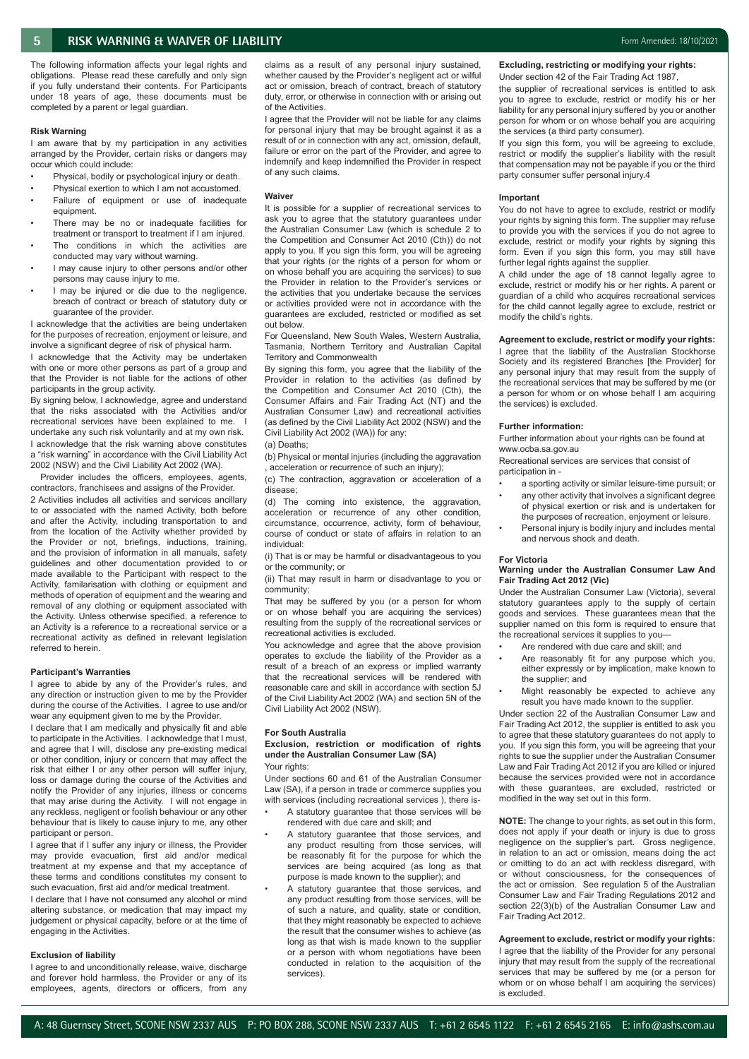# 5 RISK WARNING & WAIVER OF LIABILITY

Form Amended: 18/10/2021

The following information affects your legal rights and obligations. Please read these carefully and only sign if you fully understand their contents. For Participants under 18 years of age, these documents must be completed by a parent or legal guardian.

**Risk Warning**

I am aware that by my participation in any activities arranged by the Provider, certain risks or dangers may occur which could include:

- Physical, bodily or psychological injury or death.
- Physical exertion to which I am not accustomed.
- Failure of equipment or use of inadequate equipment.
- There may be no or inadequate facilities for treatment or transport to treatment if I am injured.
- The conditions in which the activities are conducted may vary without warning.
- I may cause injury to other persons and/or other persons may cause injury to me.
- I may be injured or die due to the negligence, breach of contract or breach of statutory duty or guarantee of the provider.

I acknowledge that the activities are being undertaken for the purposes of recreation, enjoyment or leisure, and involve a significant degree of risk of physical harm.

I acknowledge that the Activity may be undertaken with one or more other persons as part of a group and that the Provider is not liable for the actions of other participants in the group activity.

By signing below, I acknowledge, agree and understand that the risks associated with the Activities and/or recreational services have been explained to me. I undertake any such risk voluntarily and at my own risk.

I acknowledge that the risk warning above constitutes a "risk warning" in accordance with the Civil Liability Act 2002 (NSW) and the Civil Liability Act 2002 (WA).

Provider includes the officers, employees, agents, contractors, franchisees and assigns of the Provider.

2 Activities includes all activities and services ancillary to or associated with the named Activity, both before and after the Activity, including transportation to and from the location of the Activity whether provided by the Provider or not, briefings, inductions, training, and the provision of information in all manuals, safety guidelines and other documentation provided to or made available to the Participant with respect to the Activity, familiarisation with clothing or equipment and methods of operation of equipment and the wearing and removal of any clothing or equipment associated with the Activity. Unless otherwise specified, a reference to an Activity is a reference to a recreational service or a recreational activity as defined in relevant legislation referred to herein.

**Participant's Warranties**

I agree to abide by any of the Provider's rules, and any direction or instruction given to me by the Provider during the course of the Activities. I agree to use and/or wear any equipment given to me by the Provider.

I declare that I am medically and physically fit and able to participate in the Activities. I acknowledge that I must, and agree that I will, disclose any pre-existing medical or other condition, injury or concern that may affect the risk that either I or any other person will suffer injury, loss or damage during the course of the Activities and notify the Provider of any injuries, illness or concerns that may arise during the Activity. I will not engage in any reckless, negligent or foolish behaviour or any other behaviour that is likely to cause injury to me, any other participant or person.

I agree that if I suffer any injury or illness, the Provider may provide evacuation, first aid and/or medical treatment at my expense and that my acceptance of these terms and conditions constitutes my consent to such evacuation, first aid and/or medical treatment.

I declare that I have not consumed any alcohol or mind altering substance, or medication that may impact my judgement or physical capacity, before or at the time of engaging in the Activities.

**Exclusion of liability**

I agree to and unconditionally release, waive, discharge and forever hold harmless, the Provider or any of its employees, agents, directors or officers, from any claims as a result of any personal injury sustained, whether caused by the Provider's negligent act or wilful act or omission, breach of contract, breach of statutory duty, error, or otherwise in connection with or arising out of the Activities.

I agree that the Provider will not be liable for any claims for personal injury that may be brought against it as a result of or in connection with any act, omission, default, failure or error on the part of the Provider, and agree to indemnify and keep indemnified the Provider in respect of any such claims.

**Waiver**

It is possible for a supplier of recreational services to ask you to agree that the statutory guarantees under the Australian Consumer Law (which is schedule 2 to the Competition and Consumer Act 2010 (Cth)) do not apply to you. If you sign this form, you will be agreeing that your rights (or the rights of a person for whom or on whose behalf you are acquiring the services) to sue the Provider in relation to the Provider's services or the activities that you undertake because the services or activities provided were not in accordance with the guarantees are excluded, restricted or modified as set out below.

For Queensland, New South Wales, Western Australia, Tasmania, Northern Territory and Australian Capital Territory and Commonwealth

By signing this form, you agree that the liability of the Provider in relation to the activities (as defined by the Competition and Consumer Act 2010 (Cth), the Consumer Affairs and Fair Trading Act (NT) and the Australian Consumer Law) and recreational activities (as defined by the Civil Liability Act 2002 (NSW) and the Civil Liability Act 2002 (WA)) for any:

(a) Deaths;

(b) Physical or mental injuries (including the aggravation , acceleration or recurrence of such an injury);

(c) The contraction, aggravation or acceleration of a disease;

(d) The coming into existence, the aggravation, acceleration or recurrence of any other condition, circumstance, occurrence, activity, form of behaviour, course of conduct or state of affairs in relation to an individual:

(i) That is or may be harmful or disadvantageous to you or the community; or

(ii) That may result in harm or disadvantage to you or community;

That may be suffered by you (or a person for whom or on whose behalf you are acquiring the services) resulting from the supply of the recreational services or recreational activities is excluded.

You acknowledge and agree that the above provision operates to exclude the liability of the Provider as a result of a breach of an express or implied warranty that the recreational services will be rendered with reasonable care and skill in accordance with section 5J of the Civil Liability Act 2002 (WA) and section 5N of the Civil Liability Act 2002 (NSW).

**For South Australia**

**Exclusion, restriction or modification of rights under the Australian Consumer Law (SA)**

Your rights:

Under sections 60 and 61 of the Australian Consumer Law (SA), if a person in trade or commerce supplies you with services (including recreational services ), there is-

- A statutory guarantee that those services will be rendered with due care and skill; and
- A statutory guarantee that those services, and any product resulting from those services, will be reasonably fit for the purpose for which the services are being acquired (as long as that purpose is made known to the supplier); and
- A statutory guarantee that those services, and any product resulting from those services, will be of such a nature, and quality, state or condition, that they might reasonably be expected to achieve the result that the consumer wishes to achieve (as long as that wish is made known to the supplier or a person with whom negotiations have been conducted in relation to the acquisition of the services).

**Excluding, restricting or modifying your rights:**

Under section 42 of the Fair Trading Act 1987,

the supplier of recreational services is entitled to ask you to agree to exclude, restrict or modify his or her liability for any personal injury suffered by you or another person for whom or on whose behalf you are acquiring the services (a third party consumer).

If you sign this form, you will be agreeing to exclude, restrict or modify the supplier's liability with the result that compensation may not be payable if you or the third party consumer suffer personal injury.4

**Important**

You do not have to agree to exclude, restrict or modify your rights by signing this form. The supplier may refuse to provide you with the services if you do not agree to exclude, restrict or modify your rights by signing this form. Even if you sign this form, you may still have further legal rights against the supplier.

A child under the age of 18 cannot legally agree to exclude, restrict or modify his or her rights. A parent or guardian of a child who acquires recreational services for the child cannot legally agree to exclude, restrict or modify the child's rights.

**Agreement to exclude, restrict or modify your rights:**

I agree that the liability of the Australian Stockhorse Society and its registered Branches [the Provider] for any personal injury that may result from the supply of the recreational services that may be suffered by me (or a person for whom or on whose behalf I am acquiring the services) is excluded.

**Further information:**

Further information about your rights can be found at www.ocba.sa.gov.au

Recreational services are services that consist of participation in -

- a sporting activity or similar leisure-time pursuit; or
- any other activity that involves a significant degree of physical exertion or risk and is undertaken for the purposes of recreation, enjoyment or leisure.
- Personal injury is bodily injury and includes mental and nervous shock and death.

**For Victoria**

**Warning under the Australian Consumer Law And Fair Trading Act 2012 (Vic)**

Under the Australian Consumer Law (Victoria), several statutory guarantees apply to the supply of certain goods and services. These guarantees mean that the supplier named on this form is required to ensure that the recreational services it supplies to you—

- Are rendered with due care and skill; and
- Are reasonably fit for any purpose which you, either expressly or by implication, make known to the supplier; and
- Might reasonably be expected to achieve any result you have made known to the supplier.

Under section 22 of the Australian Consumer Law and Fair Trading Act 2012, the supplier is entitled to ask you to agree that these statutory guarantees do not apply to you. If you sign this form, you will be agreeing that your rights to sue the supplier under the Australian Consumer Law and Fair Trading Act 2012 if you are killed or injured because the services provided were not in accordance with these guarantees, are excluded, restricted or modified in the way set out in this form.

**NOTE:** The change to your rights, as set out in this form, does not apply if your death or injury is due to gross negligence on the supplier's part. Gross negligence, in relation to an act or omission, means doing the act or omitting to do an act with reckless disregard, with or without consciousness, for the consequences of the act or omission. See regulation 5 of the Australian Consumer Law and Fair Trading Regulations 2012 and section 22(3)(b) of the Australian Consumer Law and Fair Trading Act 2012.

**Agreement to exclude, restrict or modify your rights:**

I agree that the liability of the Provider for any personal injury that may result from the supply of the recreational services that may be suffered by me (or a person for whom or on whose behalf I am acquiring the services) is excluded.

A: 48 Guernsey Street, SCONE NSW 2337 AUS P: PO BOX 288, SCONE NSW 2337 AUS T: +61 2 6545 1122 F: +61 2 6545 2165 E: info@ashs.com.au